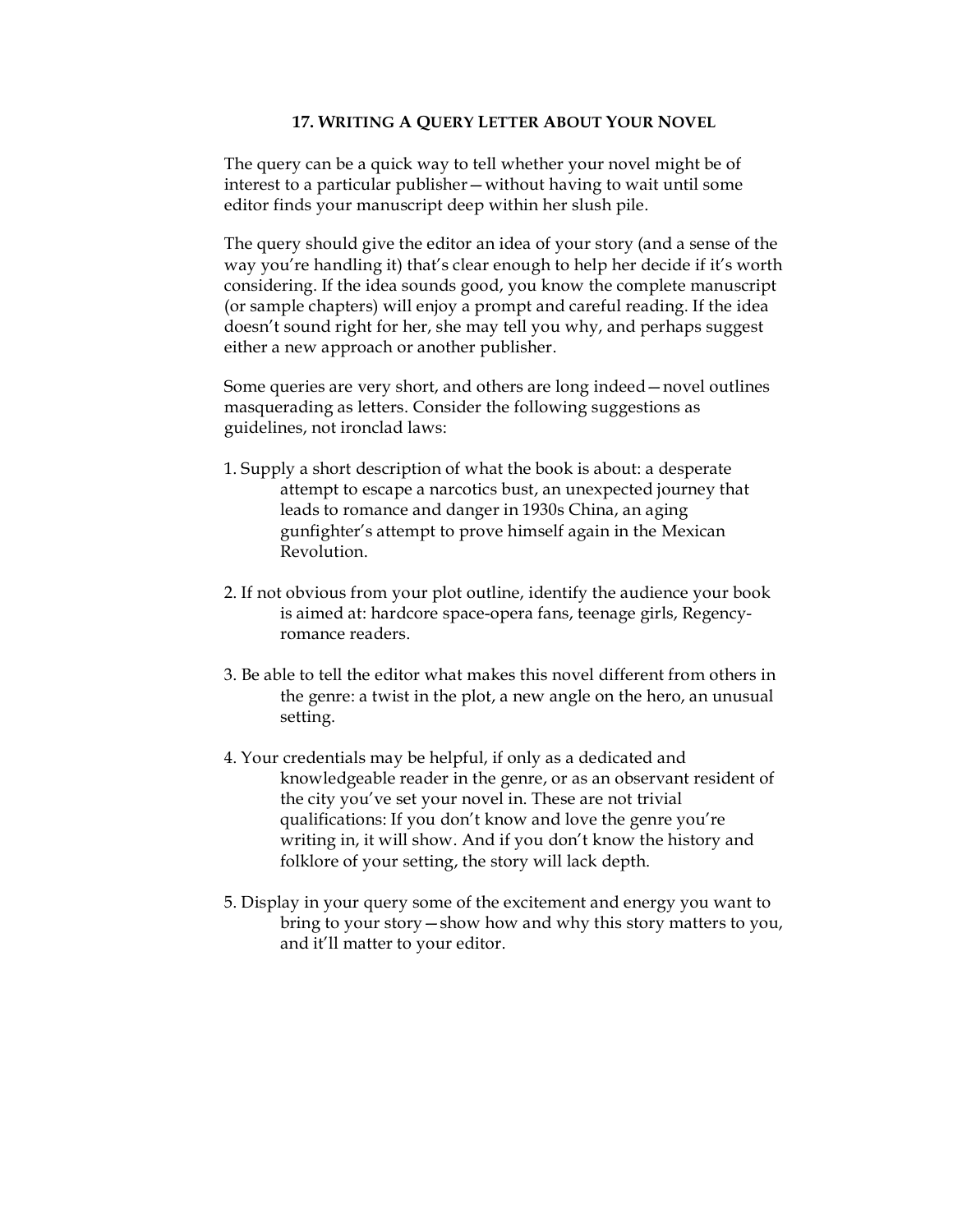## 17. Writing a Query Letter About Your Novel

The query can be a quick way to tell whether your novel might be of interest to a particular publisher—without having to wait until some editor finds your manuscript deep within her slush pile.

The query should give the editor an idea of your story (and a sense of the way you're handling it) that's clear enough to help her decide if it's worth considering. If the idea sounds good, you know the complete manuscript (or sample chapters) will enjoy a prompt and careful reading. If the idea doesn't sound right for her, she may tell you why, and perhaps suggest either a new approach or another publisher.

Some queries are very short, and others are long indeed—novel outlines masquerading as letters. Consider the following suggestions as guidelines, not ironclad laws:

1. Supply a short description of what the book is about: a desperate attempt to escape a narcotics bust, an unexpected journey that leads to romance and danger in 1930s China, an aging gunfighter's attempt to prove himself again in the Mexican Revolution.

2. If not obvious from your plot outline, identify the audience your book is aimed at: hardcore space-opera fans, teenage girls, Regency-romance readers.

3. Be able to tell the editor what makes this novel different from others in the genre: a twist in the plot, a new angle on the hero, an unusual setting.

4. Your credentials may be helpful, if only as a dedicated and knowledgeable reader in the genre, or as an observant resident of the city you've set your novel in. These are not trivial qualifications: If you don't know and love the genre you're writing in, it will show. And if you don't know the history and folklore of your setting, the story will lack depth.

5. Display in your query some of the excitement and energy you want to bring to your story—show how and why this story matters to you, and it'll matter to your editor.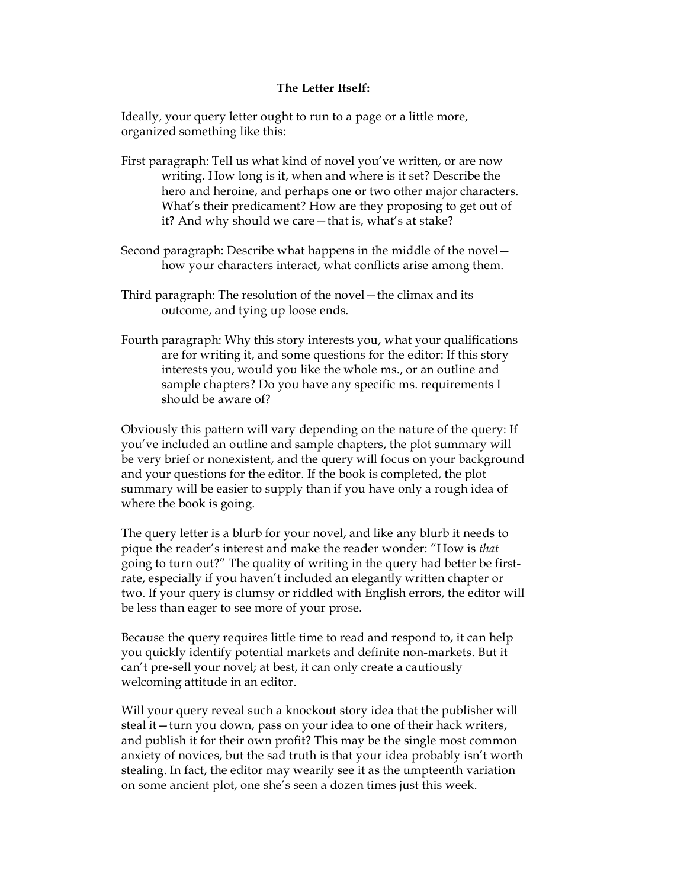**The Letter Itself:**

Ideally, your query letter ought to run to a page or a little more, organized something like this:

First paragraph: Tell us what kind of novel you've written, or are now writing. How long is it, when and where is it set? Describe the hero and heroine, and perhaps one or two other major characters. What's their predicament? How are they proposing to get out of it? And why should we care—that is, what's at stake?

Second paragraph: Describe what happens in the middle of the novel—how your characters interact, what conflicts arise among them.

Third paragraph: The resolution of the novel—the climax and its outcome, and tying up loose ends.

Fourth paragraph: Why this story interests you, what your qualifications are for writing it, and some questions for the editor: If this story interests you, would you like the whole ms., or an outline and sample chapters? Do you have any specific ms. requirements I should be aware of?

Obviously this pattern will vary depending on the nature of the query: If you've included an outline and sample chapters, the plot summary will be very brief or nonexistent, and the query will focus on your background and your questions for the editor. If the book is completed, the plot summary will be easier to supply than if you have only a rough idea of where the book is going.

The query letter is a blurb for your novel, and like any blurb it needs to pique the reader's interest and make the reader wonder: "How is *that* going to turn out?" The quality of writing in the query had better be first-rate, especially if you haven't included an elegantly written chapter or two. If your query is clumsy or riddled with English errors, the editor will be less than eager to see more of your prose.

Because the query requires little time to read and respond to, it can help you quickly identify potential markets and definite non-markets. But it can't pre-sell your novel; at best, it can only create a cautiously welcoming attitude in an editor.

Will your query reveal such a knockout story idea that the publisher will steal it—turn you down, pass on your idea to one of their hack writers, and publish it for their own profit? This may be the single most common anxiety of novices, but the sad truth is that your idea probably isn't worth stealing. In fact, the editor may wearily see it as the umpteenth variation on some ancient plot, one she's seen a dozen times just this week.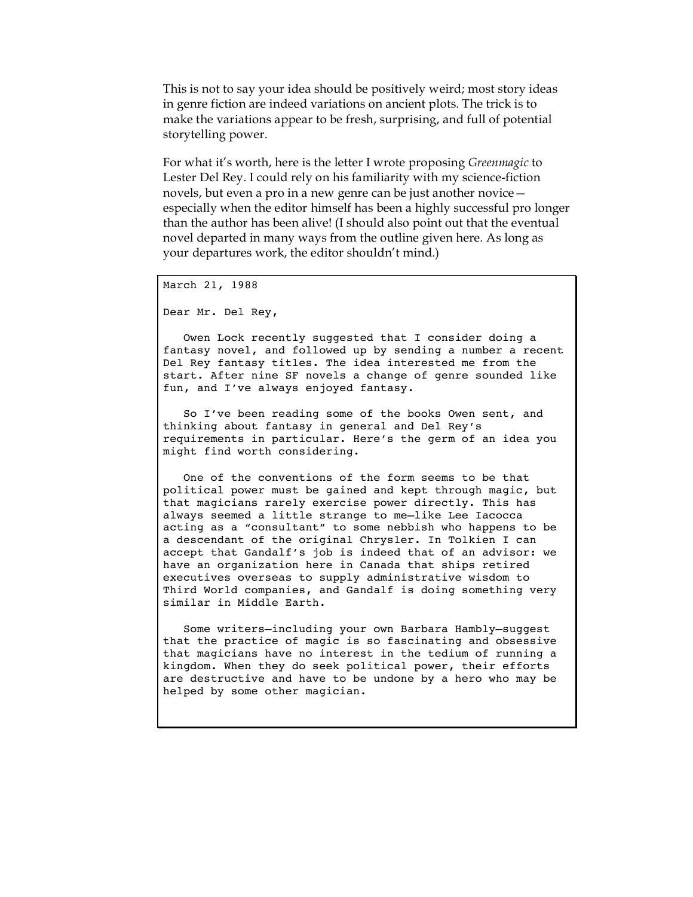This is not to say your idea should be positively weird; most story ideas in genre fiction are indeed variations on ancient plots. The trick is to make the variations appear to be fresh, surprising, and full of potential storytelling power.

For what it's worth, here is the letter I wrote proposing *Greenmagic* to Lester Del Rey. I could rely on his familiarity with my science-fiction novels, but even a pro in a new genre can be just another novice—especially when the editor himself has been a highly successful pro longer than the author has been alive! (I should also point out that the eventual novel departed in many ways from the outline given here. As long as your departures work, the editor shouldn't mind.)

> March 21, 1988
>
> Dear Mr. Del Rey,
>
> Owen Lock recently suggested that I consider doing a fantasy novel, and followed up by sending a number a recent Del Rey fantasy titles. The idea interested me from the start. After nine SF novels a change of genre sounded like fun, and I've always enjoyed fantasy.
>
> So I've been reading some of the books Owen sent, and thinking about fantasy in general and Del Rey's requirements in particular. Here's the germ of an idea you might find worth considering.
>
> One of the conventions of the form seems to be that political power must be gained and kept through magic, but that magicians rarely exercise power directly. This has always seemed a little strange to me—like Lee Iacocca acting as a "consultant" to some nebbish who happens to be a descendant of the original Chrysler. In Tolkien I can accept that Gandalf's job is indeed that of an advisor: we have an organization here in Canada that ships retired executives overseas to supply administrative wisdom to Third World companies, and Gandalf is doing something very similar in Middle Earth.
>
> Some writers—including your own Barbara Hambly—suggest that the practice of magic is so fascinating and obsessive that magicians have no interest in the tedium of running a kingdom. When they do seek political power, their efforts are destructive and have to be undone by a hero who may be helped by some other magician.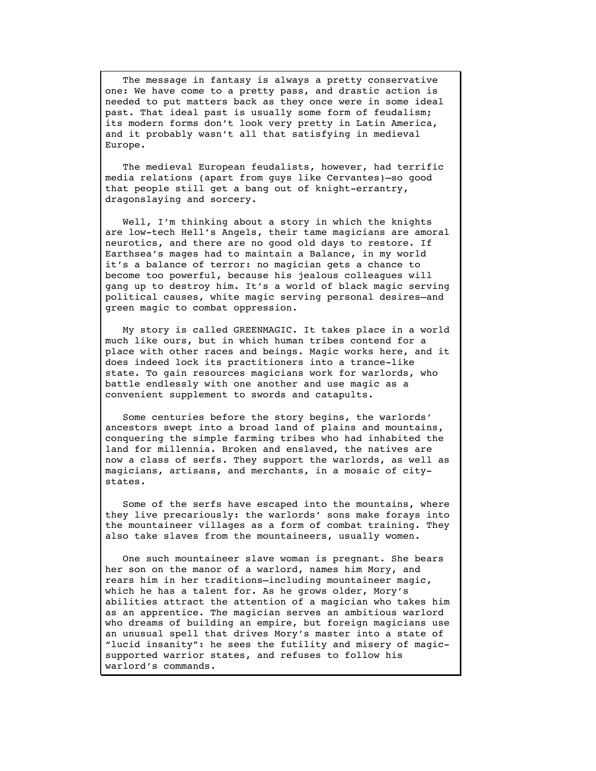The message in fantasy is always a pretty conservative one: We have come to a pretty pass, and drastic action is needed to put matters back as they once were in some ideal past. That ideal past is usually some form of feudalism; its modern forms don't look very pretty in Latin America, and it probably wasn't all that satisfying in medieval Europe.

The medieval European feudalists, however, had terrific media relations (apart from guys like Cervantes)—so good that people still get a bang out of knight-errantry, dragonslaying and sorcery.

Well, I'm thinking about a story in which the knights are low-tech Hell's Angels, their tame magicians are amoral neurotics, and there are no good old days to restore. If Earthsea's mages had to maintain a Balance, in my world it's a balance of terror: no magician gets a chance to become too powerful, because his jealous colleagues will gang up to destroy him. It's a world of black magic serving political causes, white magic serving personal desires—and green magic to combat oppression.

My story is called GREENMAGIC. It takes place in a world much like ours, but in which human tribes contend for a place with other races and beings. Magic works here, and it does indeed lock its practitioners into a trance-like state. To gain resources magicians work for warlords, who battle endlessly with one another and use magic as a convenient supplement to swords and catapults.

Some centuries before the story begins, the warlords' ancestors swept into a broad land of plains and mountains, conquering the simple farming tribes who had inhabited the land for millennia. Broken and enslaved, the natives are now a class of serfs. They support the warlords, as well as magicians, artisans, and merchants, in a mosaic of city-states.

Some of the serfs have escaped into the mountains, where they live precariously: the warlords' sons make forays into the mountaineer villages as a form of combat training. They also take slaves from the mountaineers, usually women.

One such mountaineer slave woman is pregnant. She bears her son on the manor of a warlord, names him Mory, and rears him in her traditions—including mountaineer magic, which he has a talent for. As he grows older, Mory's abilities attract the attention of a magician who takes him as an apprentice. The magician serves an ambitious warlord who dreams of building an empire, but foreign magicians use an unusual spell that drives Mory's master into a state of "lucid insanity": he sees the futility and misery of magic-supported warrior states, and refuses to follow his warlord's commands.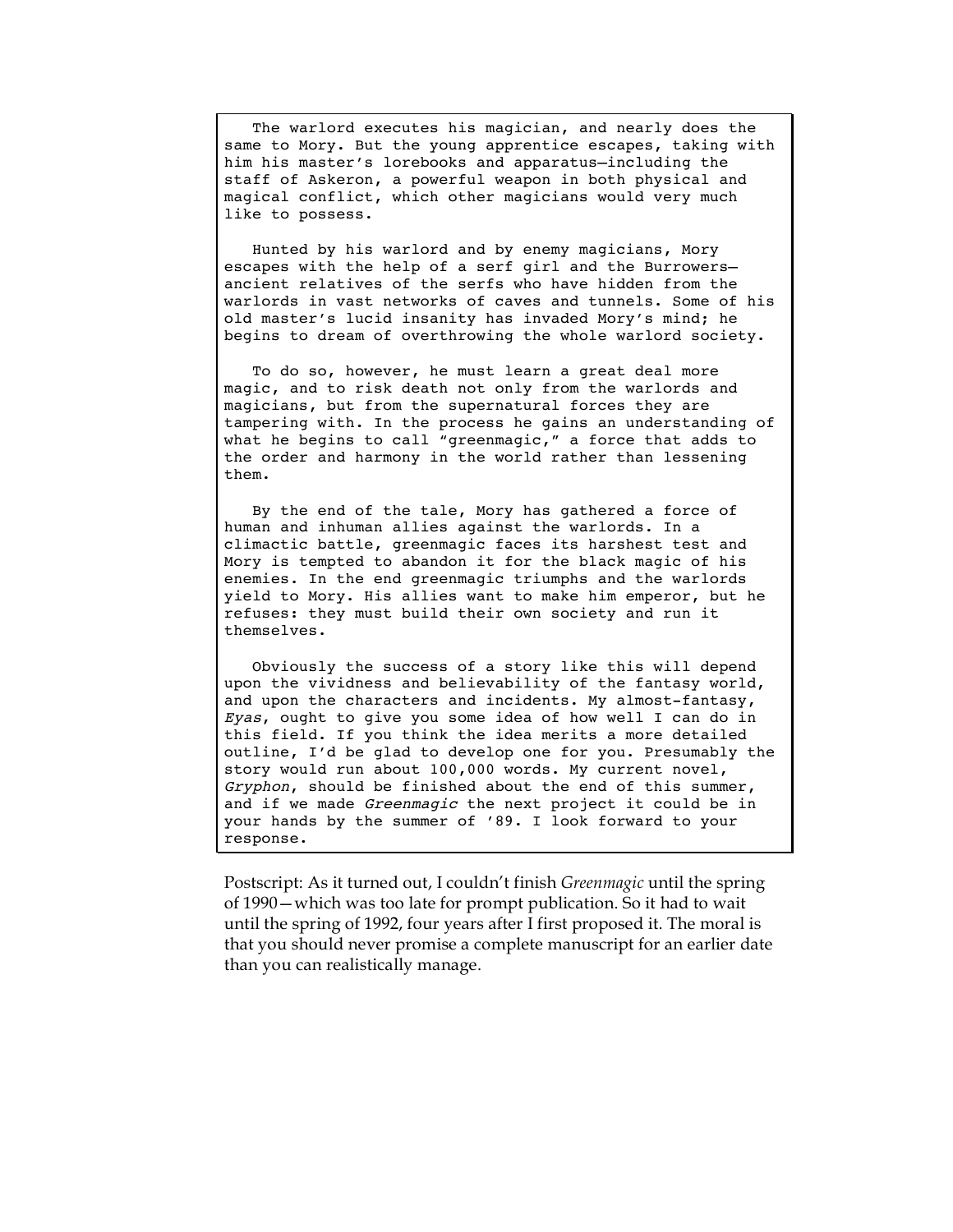The warlord executes his magician, and nearly does the same to Mory. But the young apprentice escapes, taking with him his master's lorebooks and apparatus—including the staff of Askeron, a powerful weapon in both physical and magical conflict, which other magicians would very much like to possess.

Hunted by his warlord and by enemy magicians, Mory escapes with the help of a serf girl and the Burrowers—ancient relatives of the serfs who have hidden from the warlords in vast networks of caves and tunnels. Some of his old master's lucid insanity has invaded Mory's mind; he begins to dream of overthrowing the whole warlord society.

To do so, however, he must learn a great deal more magic, and to risk death not only from the warlords and magicians, but from the supernatural forces they are tampering with. In the process he gains an understanding of what he begins to call "greenmagic," a force that adds to the order and harmony in the world rather than lessening them.

By the end of the tale, Mory has gathered a force of human and inhuman allies against the warlords. In a climactic battle, greenmagic faces its harshest test and Mory is tempted to abandon it for the black magic of his enemies. In the end greenmagic triumphs and the warlords yield to Mory. His allies want to make him emperor, but he refuses: they must build their own society and run it themselves.

Obviously the success of a story like this will depend upon the vividness and believability of the fantasy world, and upon the characters and incidents. My almost-fantasy, *Eyas*, ought to give you some idea of how well I can do in this field. If you think the idea merits a more detailed outline, I'd be glad to develop one for you. Presumably the story would run about 100,000 words. My current novel, *Gryphon*, should be finished about the end of this summer, and if we made *Greenmagic* the next project it could be in your hands by the summer of '89. I look forward to your response.

Postscript: As it turned out, I couldn't finish *Greenmagic* until the spring of 1990—which was too late for prompt publication. So it had to wait until the spring of 1992, four years after I first proposed it. The moral is that you should never promise a complete manuscript for an earlier date than you can realistically manage.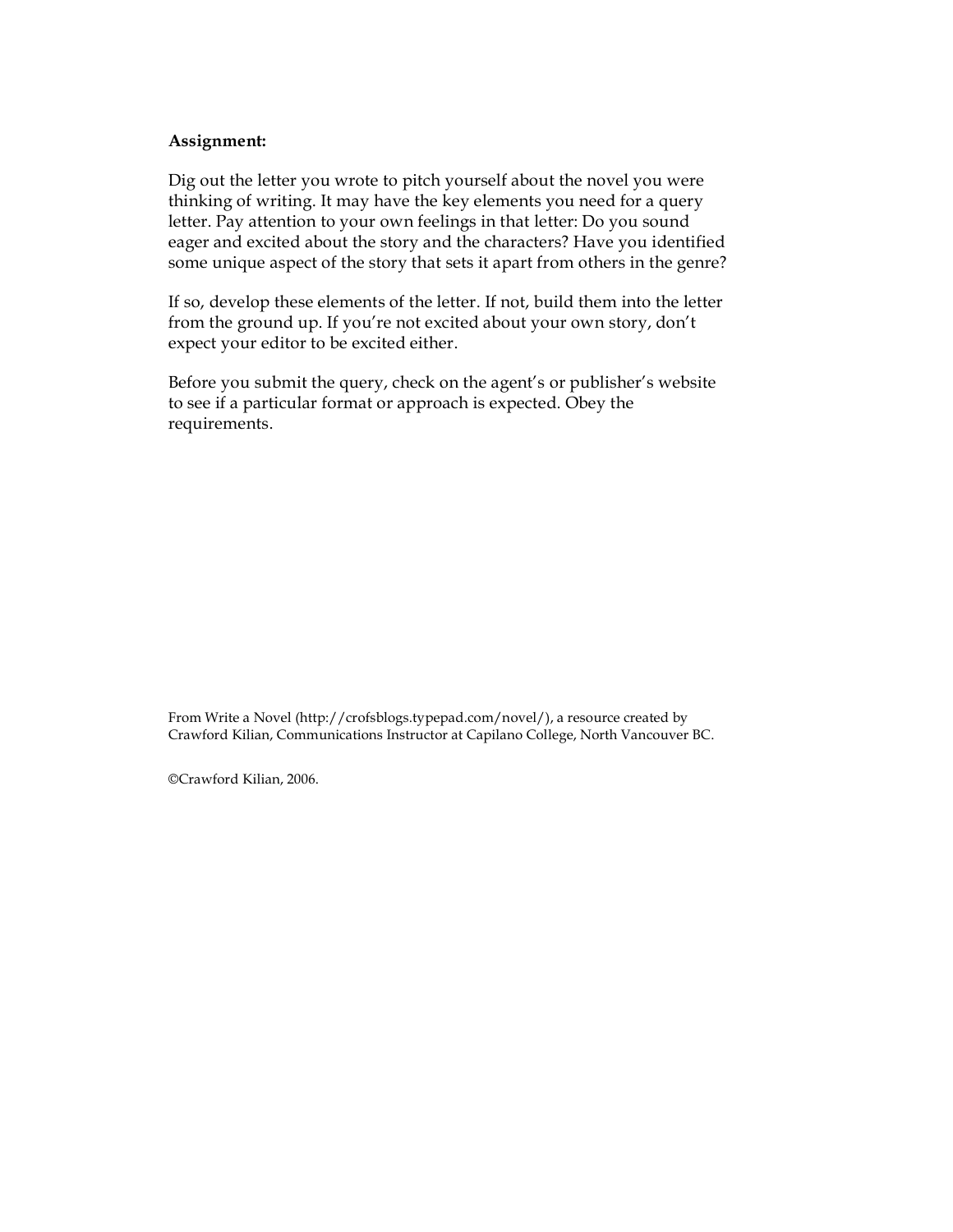**Assignment:**

Dig out the letter you wrote to pitch yourself about the novel you were thinking of writing. It may have the key elements you need for a query letter. Pay attention to your own feelings in that letter: Do you sound eager and excited about the story and the characters? Have you identified some unique aspect of the story that sets it apart from others in the genre?

If so, develop these elements of the letter. If not, build them into the letter from the ground up. If you're not excited about your own story, don't expect your editor to be excited either.

Before you submit the query, check on the agent's or publisher's website to see if a particular format or approach is expected. Obey the requirements.

From Write a Novel (http://crofsblogs.typepad.com/novel/), a resource created by Crawford Kilian, Communications Instructor at Capilano College, North Vancouver BC.

©Crawford Kilian, 2006.